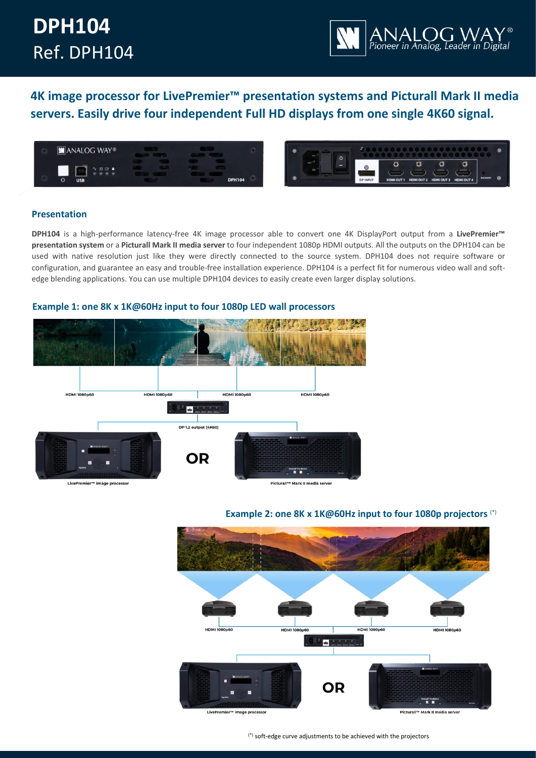# DPH104

Ref. DPH104

## 4K image processor for LivePremier™ presentation systems and Picturall Mark II media servers. Easily drive four independent Full HD displays from one single 4K60 signal.

### Presentation

**DPH104** is a high-performance latency-free 4K image processor able to convert one 4K DisplayPort output from a **LivePremier™ presentation system** or a **Picturall Mark II media server** to four independent 1080p HDMI outputs. All the outputs on the DPH104 can be used with native resolution just like they were directly connected to the source system. DPH104 does not require software or configuration, and guarantee an easy and trouble-free installation experience. DPH104 is a perfect fit for numerous video wall and soft-edge blending applications. You can use multiple DPH104 devices to easily create even larger display solutions.

### Example 1: one 8K x 1K@60Hz input to four 1080p LED wall processors

### Example 2: one 8K x 1K@60Hz input to four 1080p projectors (*)

(*) soft-edge curve adjustments to be achieved with the projectors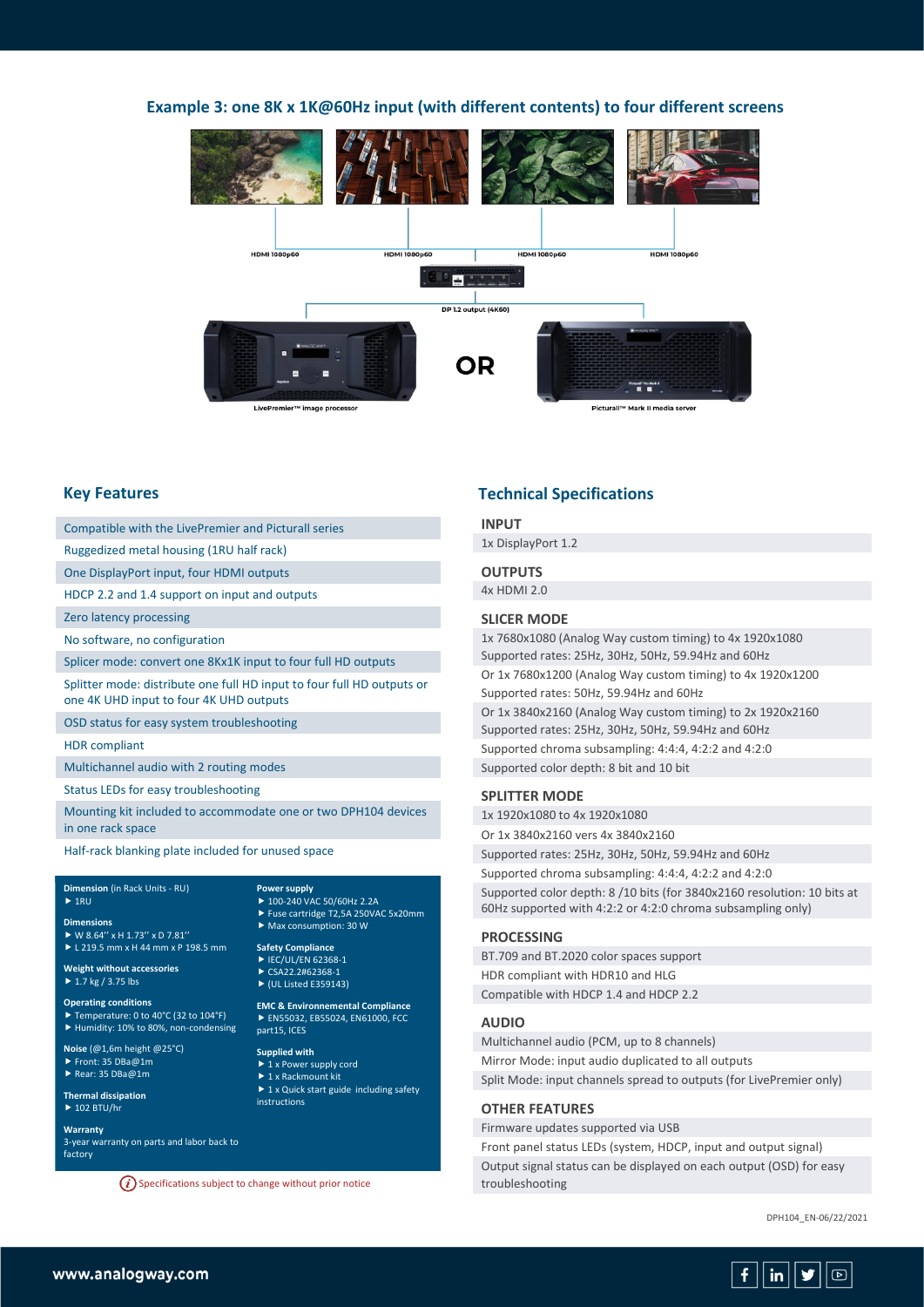### Example 3: one 8K x 1K@60Hz input (with different contents) to four different screens

HDMI 1080p60
HDMI 1080p60
HDMI 1080p60
HDMI 1080p60

DP 1.2 output (4K60)

LivePremier™ image processor

OR

Picturall™ Mark II media server

## Key Features

- Compatible with the LivePremier and Picturall series
- Ruggedized metal housing (1RU half rack)
- One DisplayPort input, four HDMI outputs
- HDCP 2.2 and 1.4 support on input and outputs
- Zero latency processing
- No software, no configuration
- Splicer mode: convert one 8Kx1K input to four full HD outputs
- Splitter mode: distribute one full HD input to four full HD outputs or one 4K UHD input to four 4K UHD outputs
- OSD status for easy system troubleshooting
- HDR compliant
- Multichannel audio with 2 routing modes
- Status LEDs for easy troubleshooting
- Mounting kit included to accommodate one or two DPH104 devices in one rack space
- Half-rack blanking plate included for unused space

**Dimension** (in Rack Units - RU)
- 1RU

**Dimensions**
- W 8.64'' x H 1.73'' x D 7.81''
- L 219.5 mm x H 44 mm x P 198.5 mm

**Weight without accessories**
- 1.7 kg / 3.75 lbs

**Operating conditions**
- Temperature: 0 to 40°C (32 to 104°F)
- Humidity: 10% to 80%, non-condensing

**Noise** (@1,6m height @25°C)
- Front: 35 DBa@1m
- Rear: 35 DBa@1m

**Thermal dissipation**
- 102 BTU/hr

**Warranty**
3-year warranty on parts and labor back to factory

**Power supply**
- 100-240 VAC 50/60Hz 2.2A
- Fuse cartridge T2,5A 250VAC 5x20mm
- Max consumption: 30 W

**Safety Compliance**
- IEC/UL/EN 62368-1
- CSA22.2#62368-1
- (UL Listed E359143)

**EMC & Environnemental Compliance**
- EN55032, EB55024, EN61000, FCC part15, ICES

**Supplied with**
- 1 x Power supply cord
- 1 x Rackmount kit
- 1 x Quick start guide including safety instructions

Specifications subject to change without prior notice

## Technical Specifications

### INPUT
1x DisplayPort 1.2

### OUTPUTS
4x HDMI 2.0

### SLICER MODE
1x 7680x1080 (Analog Way custom timing) to 4x 1920x1080
Supported rates: 25Hz, 30Hz, 50Hz, 59.94Hz and 60Hz
Or 1x 7680x1200 (Analog Way custom timing) to 4x 1920x1200
Supported rates: 50Hz, 59.94Hz and 60Hz
Or 1x 3840x2160 (Analog Way custom timing) to 2x 1920x2160
Supported rates: 25Hz, 30Hz, 50Hz, 59.94Hz and 60Hz
Supported chroma subsampling: 4:4:4, 4:2:2 and 4:2:0
Supported color depth: 8 bit and 10 bit

### SPLITTER MODE
1x 1920x1080 to 4x 1920x1080
Or 1x 3840x2160 vers 4x 3840x2160
Supported rates: 25Hz, 30Hz, 50Hz, 59.94Hz and 60Hz
Supported chroma subsampling: 4:4:4, 4:2:2 and 4:2:0
Supported color depth: 8 /10 bits (for 3840x2160 resolution: 10 bits at 60Hz supported with 4:2:2 or 4:2:0 chroma subsampling only)

### PROCESSING
BT.709 and BT.2020 color spaces support
HDR compliant with HDR10 and HLG
Compatible with HDCP 1.4 and HDCP 2.2

### AUDIO
Multichannel audio (PCM, up to 8 channels)
Mirror Mode: input audio duplicated to all outputs
Split Mode: input channels spread to outputs (for LivePremier only)

### OTHER FEATURES
Firmware updates supported via USB
Front panel status LEDs (system, HDCP, input and output signal)
Output signal status can be displayed on each output (OSD) for easy troubleshooting

DPH104_EN-06/22/2021

www.analogway.com